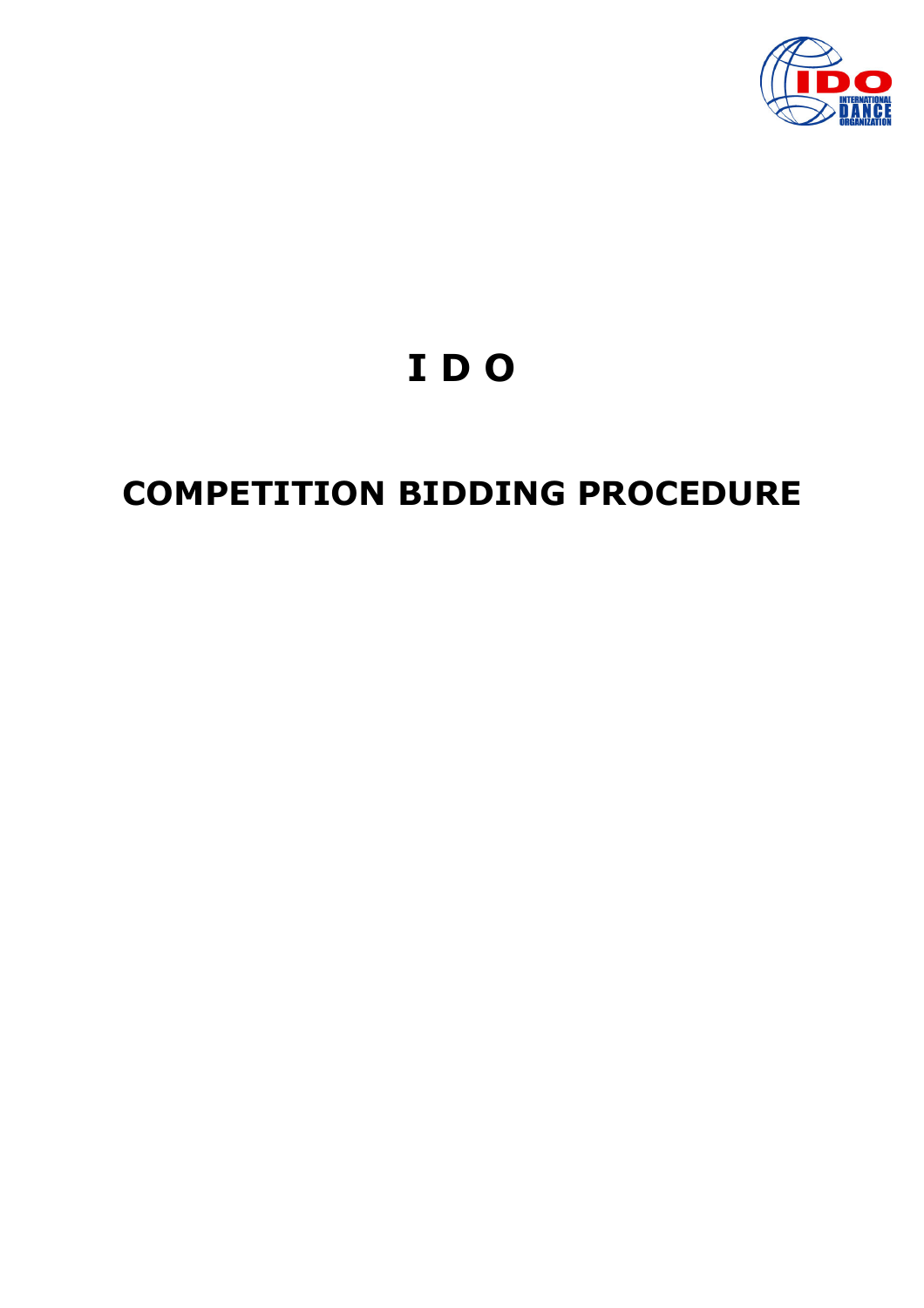# I D O

## COMPETITION BIDDING PROCEDURE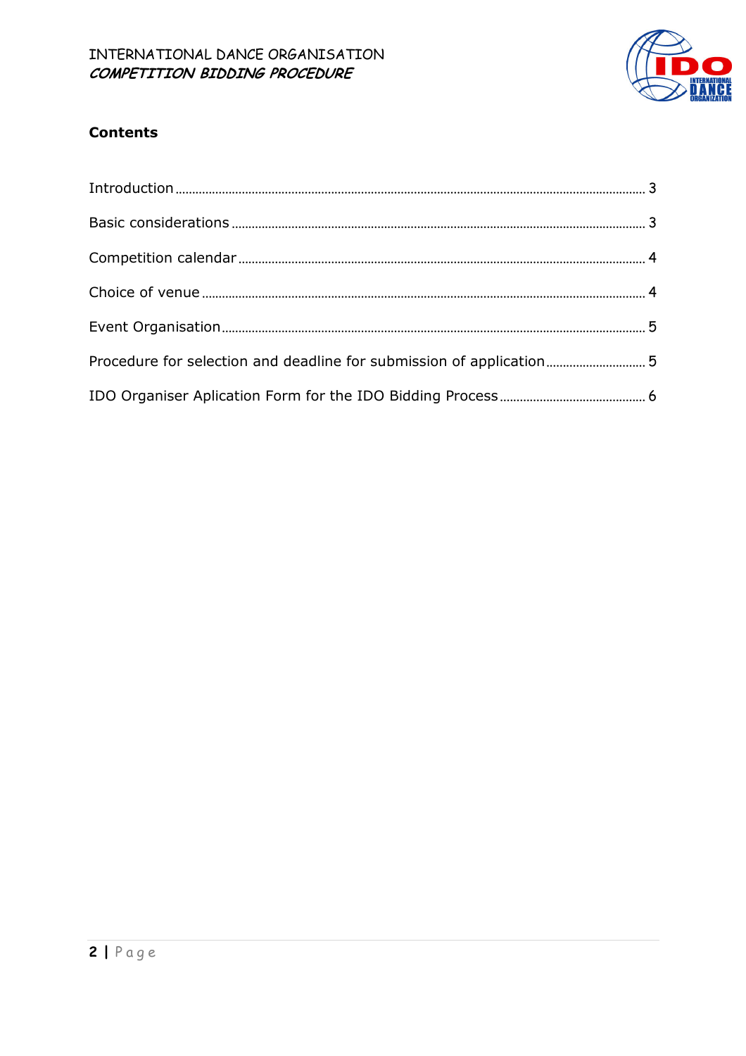## Contents

- Introduction ... 3
- Basic considerations ... 3
- Competition calendar ... 4
- Choice of venue ... 4
- Event Organisation ... 5
- Procedure for selection and deadline for submission of application ... 5
- IDO Organiser Aplication Form for the IDO Bidding Process ... 6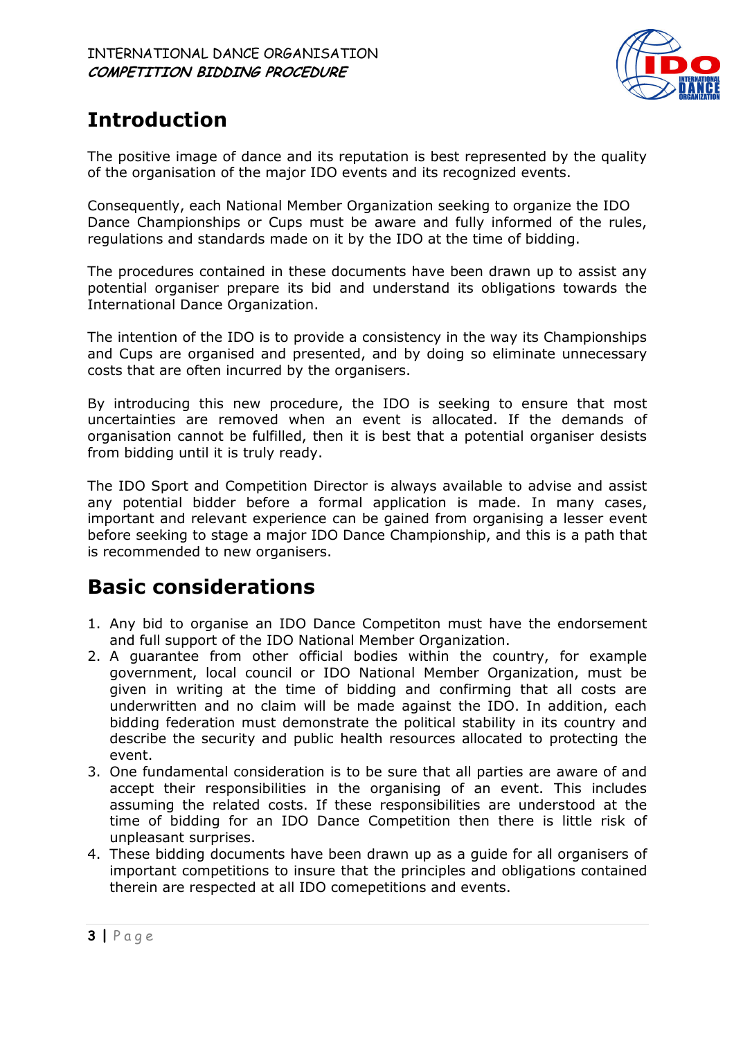## Introduction

The positive image of dance and its reputation is best represented by the quality of the organisation of the major IDO events and its recognized events.

Consequently, each National Member Organization seeking to organize the IDO Dance Championships or Cups must be aware and fully informed of the rules, regulations and standards made on it by the IDO at the time of bidding.

The procedures contained in these documents have been drawn up to assist any potential organiser prepare its bid and understand its obligations towards the International Dance Organization.

The intention of the IDO is to provide a consistency in the way its Championships and Cups are organised and presented, and by doing so eliminate unnecessary costs that are often incurred by the organisers.

By introducing this new procedure, the IDO is seeking to ensure that most uncertainties are removed when an event is allocated. If the demands of organisation cannot be fulfilled, then it is best that a potential organiser desists from bidding until it is truly ready.

The IDO Sport and Competition Director is always available to advise and assist any potential bidder before a formal application is made. In many cases, important and relevant experience can be gained from organising a lesser event before seeking to stage a major IDO Dance Championship, and this is a path that is recommended to new organisers.

## Basic considerations

1. Any bid to organise an IDO Dance Competiton must have the endorsement and full support of the IDO National Member Organization.
2. A guarantee from other official bodies within the country, for example government, local council or IDO National Member Organization, must be given in writing at the time of bidding and confirming that all costs are underwritten and no claim will be made against the IDO. In addition, each bidding federation must demonstrate the political stability in its country and describe the security and public health resources allocated to protecting the event.
3. One fundamental consideration is to be sure that all parties are aware of and accept their responsibilities in the organising of an event. This includes assuming the related costs. If these responsibilities are understood at the time of bidding for an IDO Dance Competition then there is little risk of unpleasant surprises.
4. These bidding documents have been drawn up as a guide for all organisers of important competitions to insure that the principles and obligations contained therein are respected at all IDO comepetitions and events.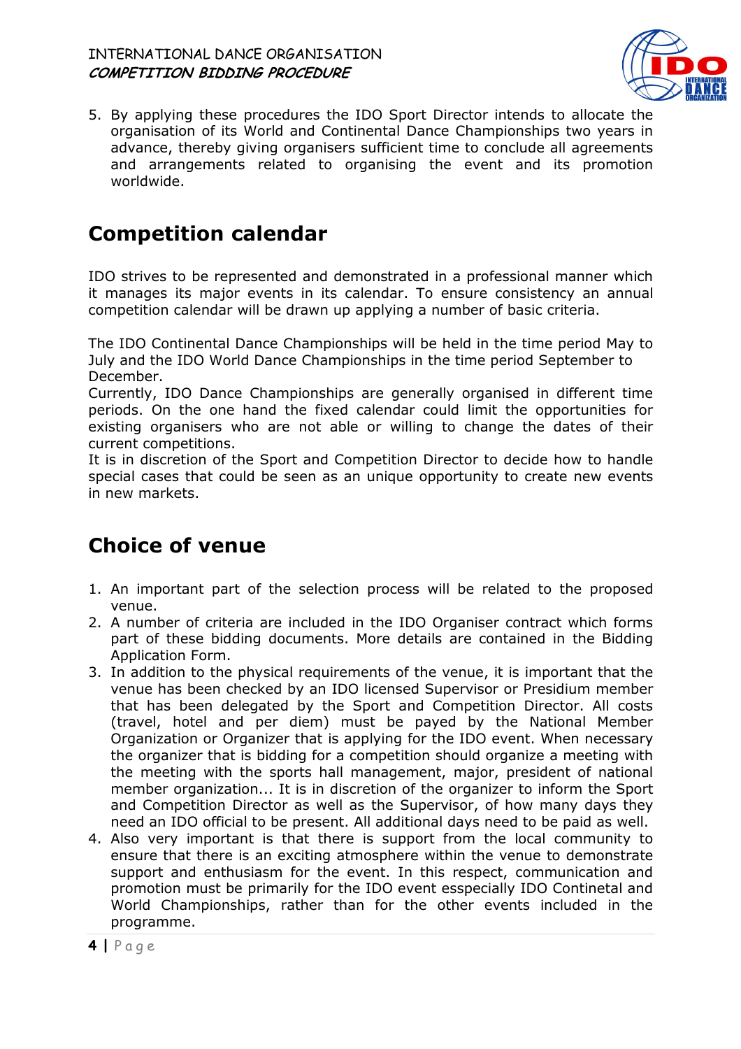5. By applying these procedures the IDO Sport Director intends to allocate the organisation of its World and Continental Dance Championships two years in advance, thereby giving organisers sufficient time to conclude all agreements and arrangements related to organising the event and its promotion worldwide.

## Competition calendar

IDO strives to be represented and demonstrated in a professional manner which it manages its major events in its calendar. To ensure consistency an annual competition calendar will be drawn up applying a number of basic criteria.

The IDO Continental Dance Championships will be held in the time period May to July and the IDO World Dance Championships in the time period September to December.
Currently, IDO Dance Championships are generally organised in different time periods. On the one hand the fixed calendar could limit the opportunities for existing organisers who are not able or willing to change the dates of their current competitions.
It is in discretion of the Sport and Competition Director to decide how to handle special cases that could be seen as an unique opportunity to create new events in new markets.

## Choice of venue

1. An important part of the selection process will be related to the proposed venue.
2. A number of criteria are included in the IDO Organiser contract which forms part of these bidding documents. More details are contained in the Bidding Application Form.
3. In addition to the physical requirements of the venue, it is important that the venue has been checked by an IDO licensed Supervisor or Presidium member that has been delegated by the Sport and Competition Director. All costs (travel, hotel and per diem) must be payed by the National Member Organization or Organizer that is applying for the IDO event. When necessary the organizer that is bidding for a competition should organize a meeting with the meeting with the sports hall management, major, president of national member organization... It is in discretion of the organizer to inform the Sport and Competition Director as well as the Supervisor, of how many days they need an IDO official to be present. All additional days need to be paid as well.
4. Also very important is that there is support from the local community to ensure that there is an exciting atmosphere within the venue to demonstrate support and enthusiasm for the event. In this respect, communication and promotion must be primarily for the IDO event esspecially IDO Contineta​l and World Championships, rather than for the other events included in the programme.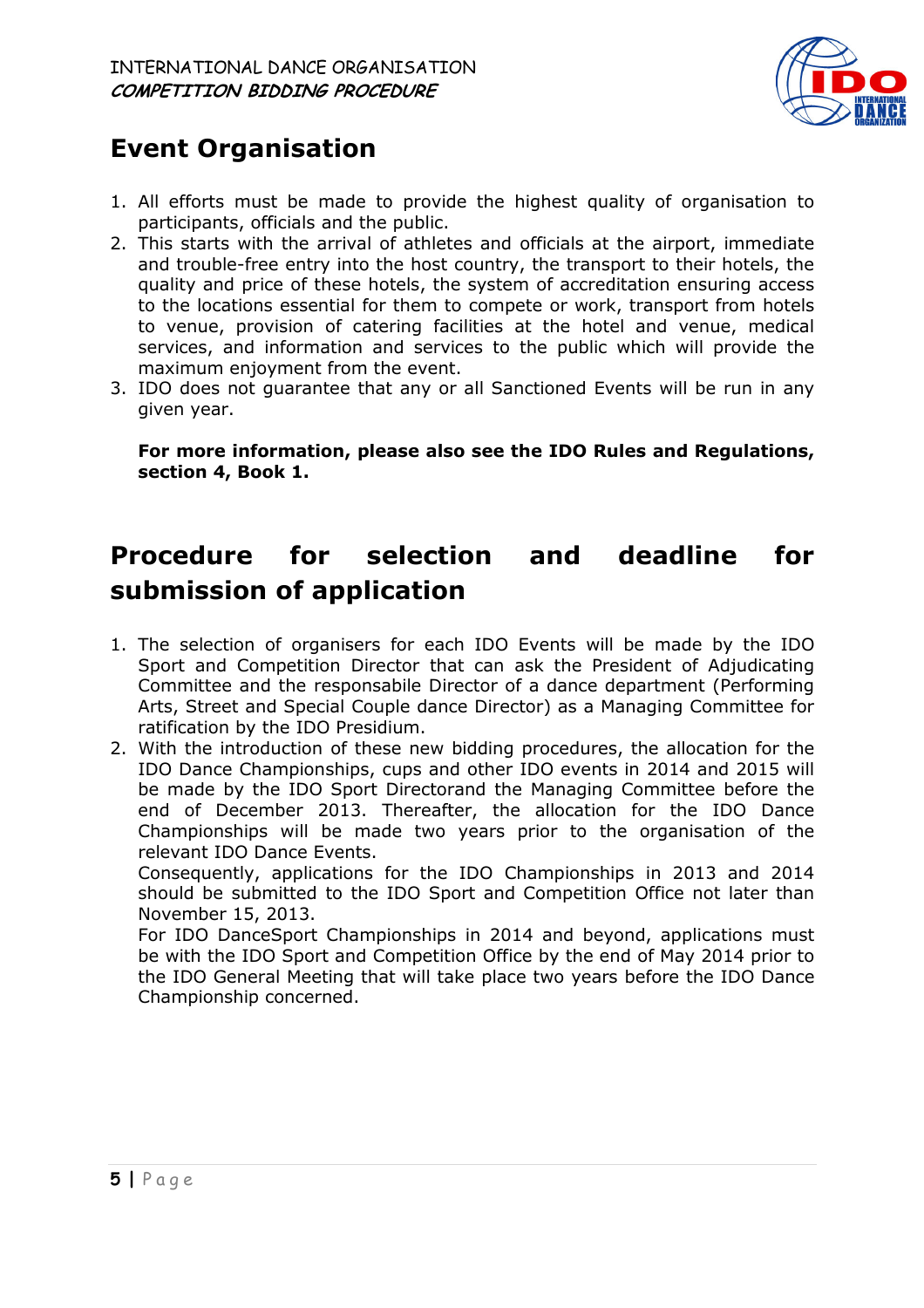## Event Organisation

1. All efforts must be made to provide the highest quality of organisation to participants, officials and the public.
2. This starts with the arrival of athletes and officials at the airport, immediate and trouble-free entry into the host country, the transport to their hotels, the quality and price of these hotels, the system of accreditation ensuring access to the locations essential for them to compete or work, transport from hotels to venue, provision of catering facilities at the hotel and venue, medical services, and information and services to the public which will provide the maximum enjoyment from the event.
3. IDO does not guarantee that any or all Sanctioned Events will be run in any given year.

   **For more information, please also see the IDO Rules and Regulations, section 4, Book 1.**

## Procedure for selection and deadline for submission of application

1. The selection of organisers for each IDO Events will be made by the IDO Sport and Competition Director that can ask the President of Adjudicating Committee and the responsabile Director of a dance department (Performing Arts, Street and Special Couple dance Director) as a Managing Committee for ratification by the IDO Presidium.
2. With the introduction of these new bidding procedures, the allocation for the IDO Dance Championships, cups and other IDO events in 2014 and 2015 will be made by the IDO Sport Directorand the Managing Committee before the end of December 2013. Thereafter, the allocation for the IDO Dance Championships will be made two years prior to the organisation of the relevant IDO Dance Events.
   Consequently, applications for the IDO Championships in 2013 and 2014 should be submitted to the IDO Sport and Competition Office not later than November 15, 2013.
   For IDO DanceSport Championships in 2014 and beyond, applications must be with the IDO Sport and Competition Office by the end of May 2014 prior to the IDO General Meeting that will take place two years before the IDO Dance Championship concerned.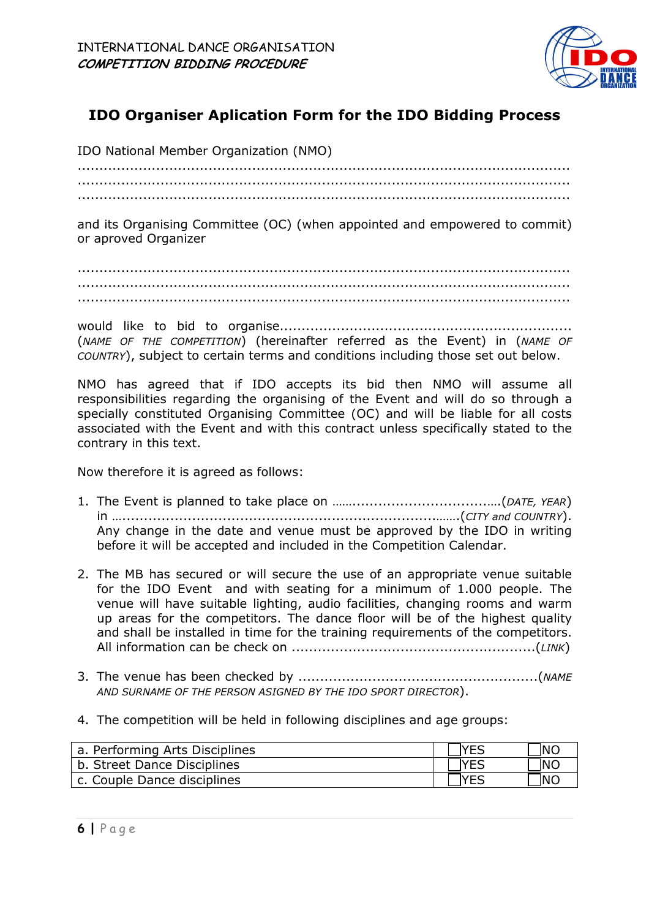# IDO Organiser Aplication Form for the IDO Bidding Process

IDO National Member Organization (NMO)

..................................................................................................................
..................................................................................................................
..................................................................................................................

and its Organising Committee (OC) (when appointed and empowered to commit) or aproved Organizer

..................................................................................................................
..................................................................................................................
..................................................................................................................

would like to bid to organise.................................................................... (*NAME OF THE COMPETITION*) (hereinafter referred as the Event) in (*NAME OF COUNTRY*), subject to certain terms and conditions including those set out below.

NMO has agreed that if IDO accepts its bid then NMO will assume all responsibilities regarding the organising of the Event and will do so through a specially constituted Organising Committee (OC) and will be liable for all costs associated with the Event and with this contract unless specifically stated to the contrary in this text.

Now therefore it is agreed as follows:

1. The Event is planned to take place on ……..................................…(*DATE, YEAR*) in …..........................................................................……(*CITY and COUNTRY*). Any change in the date and venue must be approved by the IDO in writing before it will be accepted and included in the Competition Calendar.

2. The MB has secured or will secure the use of an appropriate venue suitable for the IDO Event and with seating for a minimum of 1.000 people. The venue will have suitable lighting, audio facilities, changing rooms and warm up areas for the competitors. The dance floor will be of the highest quality and shall be installed in time for the training requirements of the competitors. All information can be check on .......................................................(*LINK*)

3. The venue has been checked by ......................................................(*NAME AND SURNAME OF THE PERSON ASIGNED BY THE IDO SPORT DIRECTOR*).

4. The competition will be held in following disciplines and age groups:

| | | |
|---|---|---|
| a. Performing Arts Disciplines | ☐YES | ☐NO |
| b. Street Dance Disciplines | ☐YES | ☐NO |
| c. Couple Dance disciplines | ☐YES | ☐NO |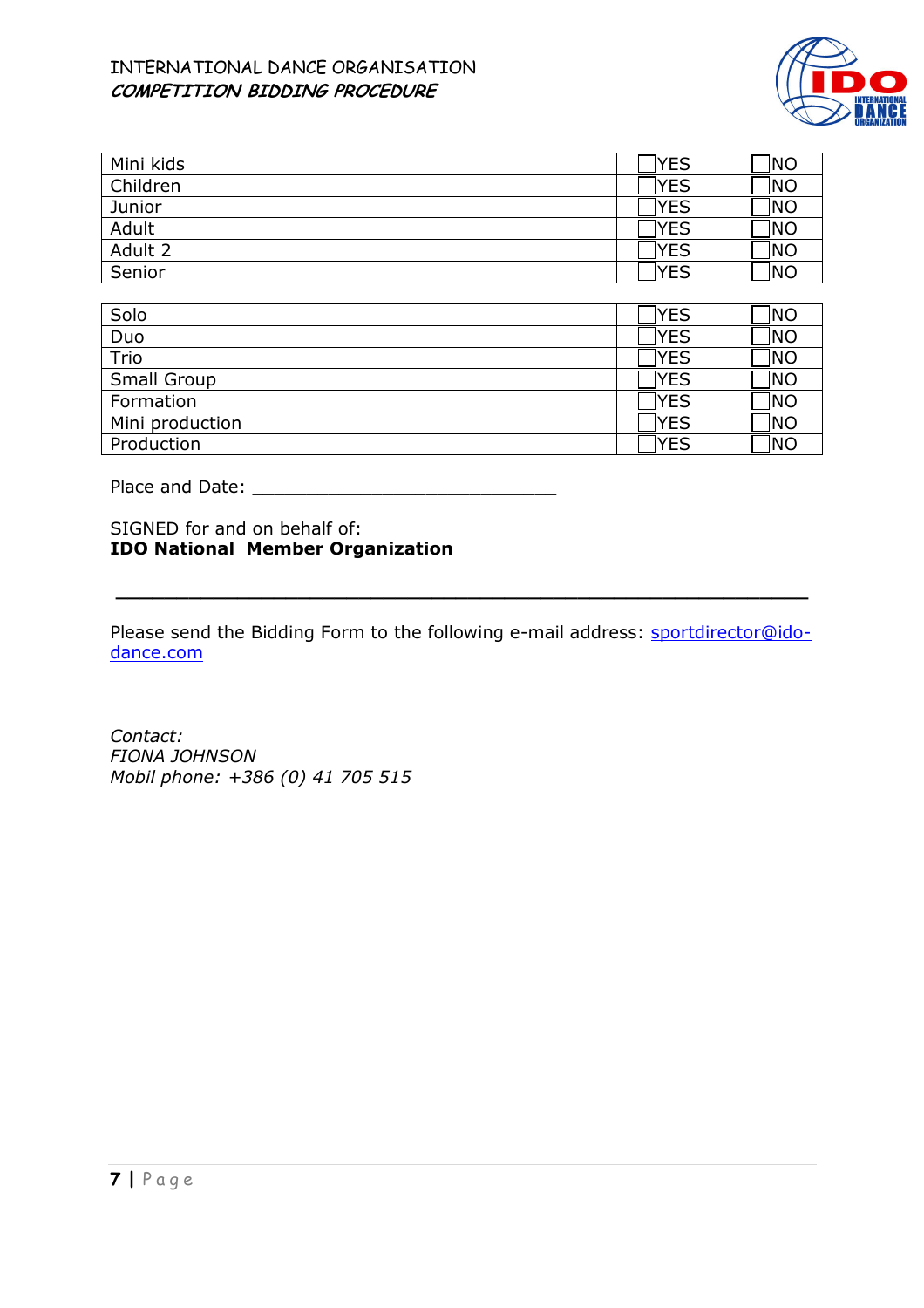| | | |
|---|---|---|
| Mini kids | ☐YES | ☐NO |
| Children | ☐YES | ☐NO |
| Junior | ☐YES | ☐NO |
| Adult | ☐YES | ☐NO |
| Adult 2 | ☐YES | ☐NO |
| Senior | ☐YES | ☐NO |

| | | |
|---|---|---|
| Solo | ☐YES | ☐NO |
| Duo | ☐YES | ☐NO |
| Trio | ☐YES | ☐NO |
| Small Group | ☐YES | ☐NO |
| Formation | ☐YES | ☐NO |
| Mini production | ☐YES | ☐NO |
| Production | ☐YES | ☐NO |

Place and Date: ______________________________

SIGNED for and on behalf of:
**IDO National Member Organization**

______________________________________________________

Please send the Bidding Form to the following e-mail address: sportdirector@ido-dance.com

*Contact:*
*FIONA JOHNSON*
*Mobil phone: +386 (0) 41 705 515*